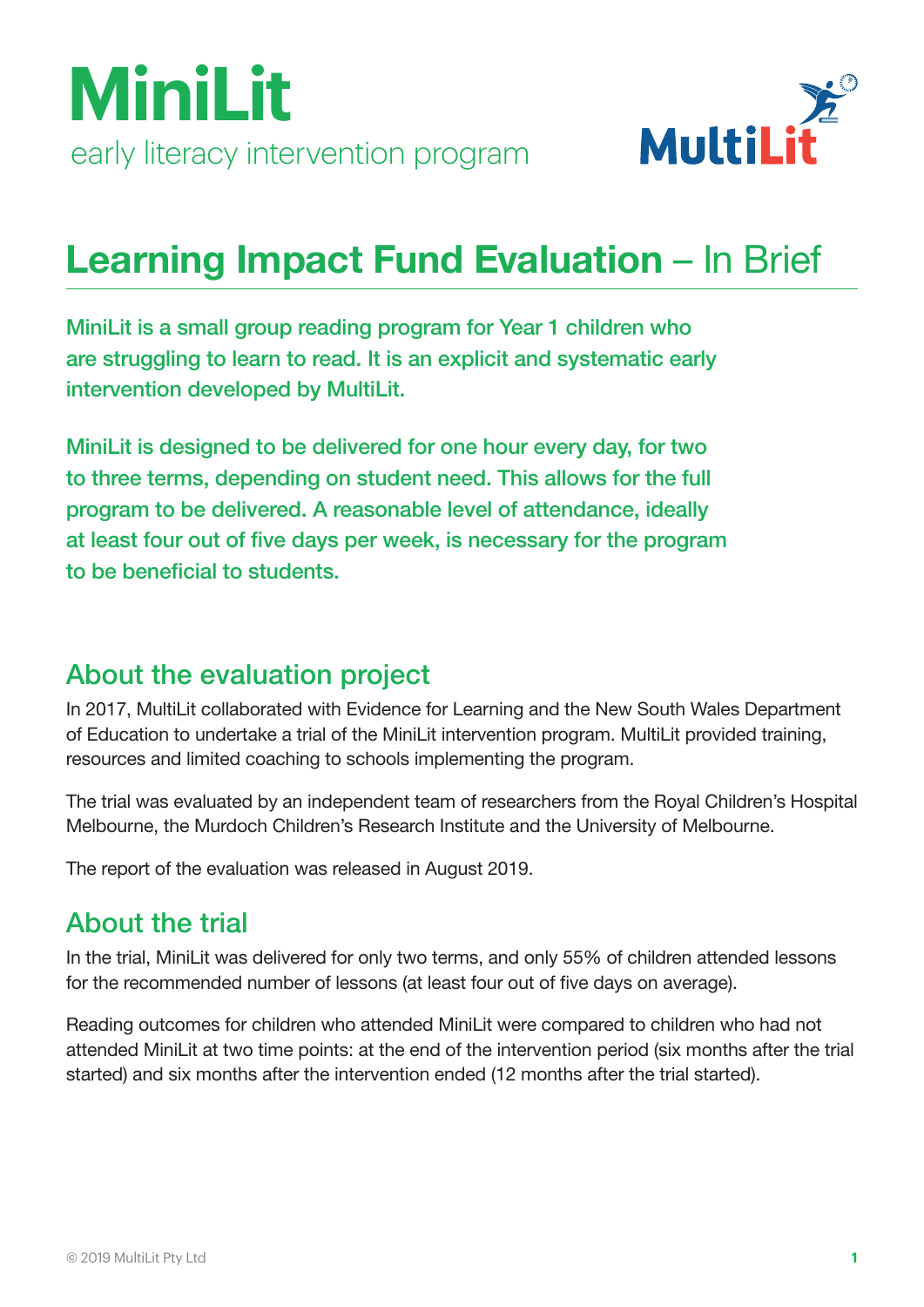# MiniLit

early literacy intervention program

MultiLit

## Learning Impact Fund Evaluation – In Brief

**MiniLit is a small group reading program for Year 1 children who are struggling to learn to read. It is an explicit and systematic early intervention developed by MultiLit.**

**MiniLit is designed to be delivered for one hour every day, for two to three terms, depending on student need. This allows for the full program to be delivered. A reasonable level of attendance, ideally at least four out of five days per week, is necessary for the program to be beneficial to students.**

### About the evaluation project

In 2017, MultiLit collaborated with Evidence for Learning and the New South Wales Department of Education to undertake a trial of the MiniLit intervention program. MultiLit provided training, resources and limited coaching to schools implementing the program.

The trial was evaluated by an independent team of researchers from the Royal Children's Hospital Melbourne, the Murdoch Children's Research Institute and the University of Melbourne.

The report of the evaluation was released in August 2019.

### About the trial

In the trial, MiniLit was delivered for only two terms, and only 55% of children attended lessons for the recommended number of lessons (at least four out of five days on average).

Reading outcomes for children who attended MiniLit were compared to children who had not attended MiniLit at two time points: at the end of the intervention period (six months after the trial started) and six months after the intervention ended (12 months after the trial started).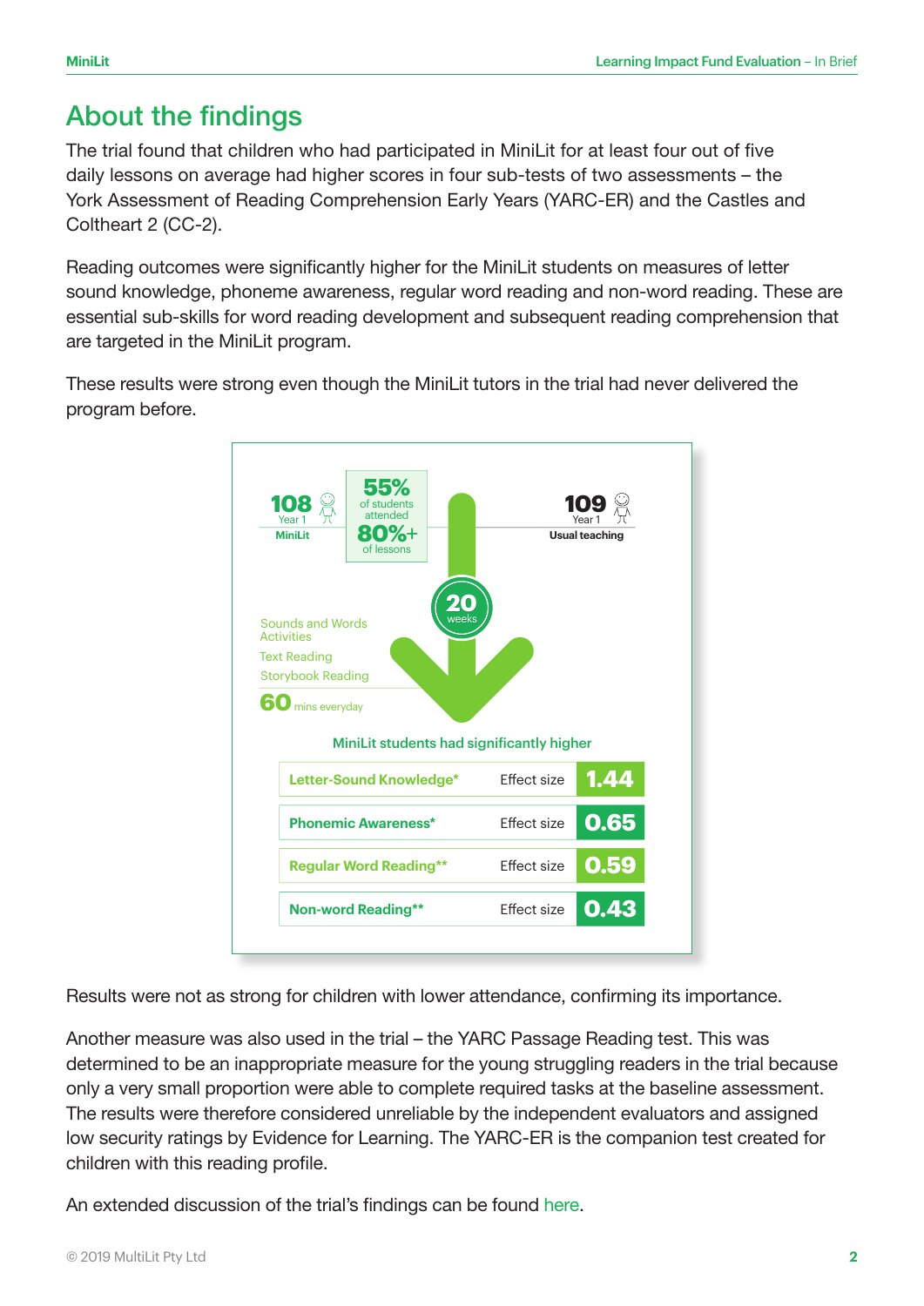# About the findings

The trial found that children who had participated in MiniLit for at least four out of five daily lessons on average had higher scores in four sub-tests of two assessments – the York Assessment of Reading Comprehension Early Years (YARC-ER) and the Castles and Coltheart 2 (CC-2).

Reading outcomes were significantly higher for the MiniLit students on measures of letter sound knowledge, phoneme awareness, regular word reading and non-word reading. These are essential sub-skills for word reading development and subsequent reading comprehension that are targeted in the MiniLit program.

These results were strong even though the MiniLit tutors in the trial had never delivered the program before.

108 Year 1 MiniLit

55% of students attended 80%+ of lessons

109 Year 1 Usual teaching

20 weeks

Sounds and Words Activities

Text Reading

Storybook Reading

60 mins everyday

MiniLit students had significantly higher

| | | |
|---|---|---|
| Letter-Sound Knowledge* | Effect size | 1.44 |
| Phonemic Awareness* | Effect size | 0.65 |
| Regular Word Reading** | Effect size | 0.59 |
| Non-word Reading** | Effect size | 0.43 |

Results were not as strong for children with lower attendance, confirming its importance.

Another measure was also used in the trial – the YARC Passage Reading test. This was determined to be an inappropriate measure for the young struggling readers in the trial because only a very small proportion were able to complete required tasks at the baseline assessment. The results were therefore considered unreliable by the independent evaluators and assigned low security ratings by Evidence for Learning. The YARC-ER is the companion test created for children with this reading profile.

An extended discussion of the trial's findings can be found here.

© 2019 MultiLit Pty Ltd